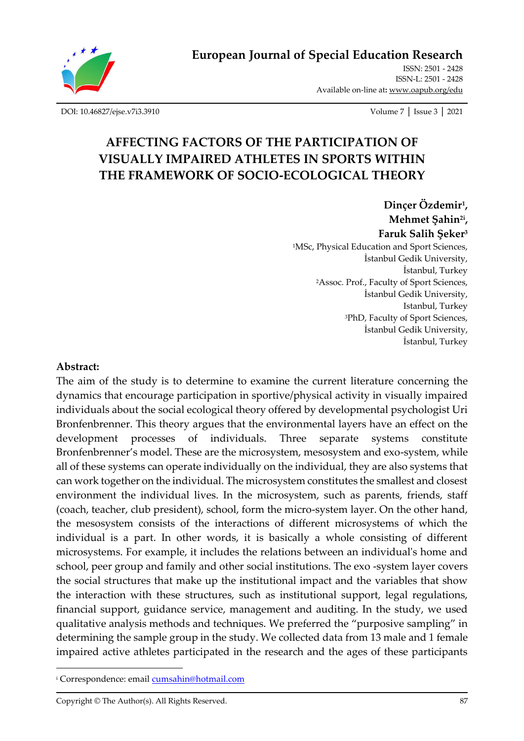# European Journal of Special Education Research

ISSN: 2501 - 2428
ISSN-L: 2501 - 2428
Available on-line at: www.oapub.org/edu

DOI: 10.46827/ejse.v7i3.3910

Volume 7 | Issue 3 | 2021

## AFFECTING FACTORS OF THE PARTICIPATION OF VISUALLY IMPAIRED ATHLETES IN SPORTS WITHIN THE FRAMEWORK OF SOCIO-ECOLOGICAL THEORY

**Dinçer Özdemir[1], Mehmet Şahin[2i], Faruk Salih Şeker[3]**

[1]MSc, Physical Education and Sport Sciences, İstanbul Gedik University, İstanbul, Turkey

[2]Assoc. Prof., Faculty of Sport Sciences, İstanbul Gedik University, Istanbul, Turkey

[3]PhD, Faculty of Sport Sciences, İstanbul Gedik University, İstanbul, Turkey

### Abstract:

The aim of the study is to determine to examine the current literature concerning the dynamics that encourage participation in sportive/physical activity in visually impaired individuals about the social ecological theory offered by developmental psychologist Uri Bronfenbrenner. This theory argues that the environmental layers have an effect on the development processes of individuals. Three separate systems constitute Bronfenbrenner's model. These are the microsystem, mesosystem and exo-system, while all of these systems can operate individually on the individual, they are also systems that can work together on the individual. The microsystem constitutes the smallest and closest environment the individual lives. In the microsystem, such as parents, friends, staff (coach, teacher, club president), school, form the micro-system layer. On the other hand, the mesosystem consists of the interactions of different microsystems of which the individual is a part. In other words, it is basically a whole consisting of different microsystems. For example, it includes the relations between an individual's home and school, peer group and family and other social institutions. The exo -system layer covers the social structures that make up the institutional impact and the variables that show the interaction with these structures, such as institutional support, legal regulations, financial support, guidance service, management and auditing. In the study, we used qualitative analysis methods and techniques. We preferred the "purposive sampling" in determining the sample group in the study. We collected data from 13 male and 1 female impaired active athletes participated in the research and the ages of these participants

---

[i] Correspondence: email cumsahin@hotmail.com

Copyright © The Author(s). All Rights Reserved.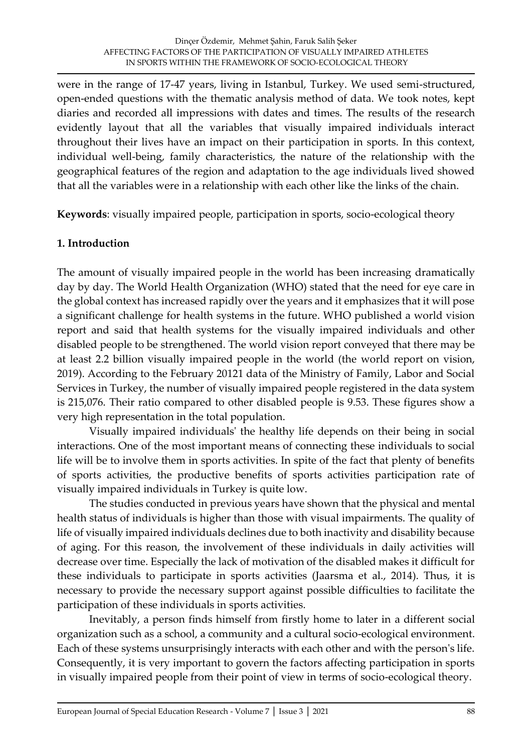were in the range of 17-47 years, living in Istanbul, Turkey. We used semi-structured, open-ended questions with the thematic analysis method of data. We took notes, kept diaries and recorded all impressions with dates and times. The results of the research evidently layout that all the variables that visually impaired individuals interact throughout their lives have an impact on their participation in sports. In this context, individual well-being, family characteristics, the nature of the relationship with the geographical features of the region and adaptation to the age individuals lived showed that all the variables were in a relationship with each other like the links of the chain.

**Keywords**: visually impaired people, participation in sports, socio-ecological theory

## 1. Introduction

The amount of visually impaired people in the world has been increasing dramatically day by day. The World Health Organization (WHO) stated that the need for eye care in the global context has increased rapidly over the years and it emphasizes that it will pose a significant challenge for health systems in the future. WHO published a world vision report and said that health systems for the visually impaired individuals and other disabled people to be strengthened. The world vision report conveyed that there may be at least 2.2 billion visually impaired people in the world (the world report on vision, 2019). According to the February 20121 data of the Ministry of Family, Labor and Social Services in Turkey, the number of visually impaired people registered in the data system is 215,076. Their ratio compared to other disabled people is 9.53. These figures show a very high representation in the total population.

Visually impaired individuals' the healthy life depends on their being in social interactions. One of the most important means of connecting these individuals to social life will be to involve them in sports activities. In spite of the fact that plenty of benefits of sports activities, the productive benefits of sports activities participation rate of visually impaired individuals in Turkey is quite low.

The studies conducted in previous years have shown that the physical and mental health status of individuals is higher than those with visual impairments. The quality of life of visually impaired individuals declines due to both inactivity and disability because of aging. For this reason, the involvement of these individuals in daily activities will decrease over time. Especially the lack of motivation of the disabled makes it difficult for these individuals to participate in sports activities (Jaarsma et al., 2014). Thus, it is necessary to provide the necessary support against possible difficulties to facilitate the participation of these individuals in sports activities.

Inevitably, a person finds himself from firstly home to later in a different social organization such as a school, a community and a cultural socio-ecological environment. Each of these systems unsurprisingly interacts with each other and with the person's life. Consequently, it is very important to govern the factors affecting participation in sports in visually impaired people from their point of view in terms of socio-ecological theory.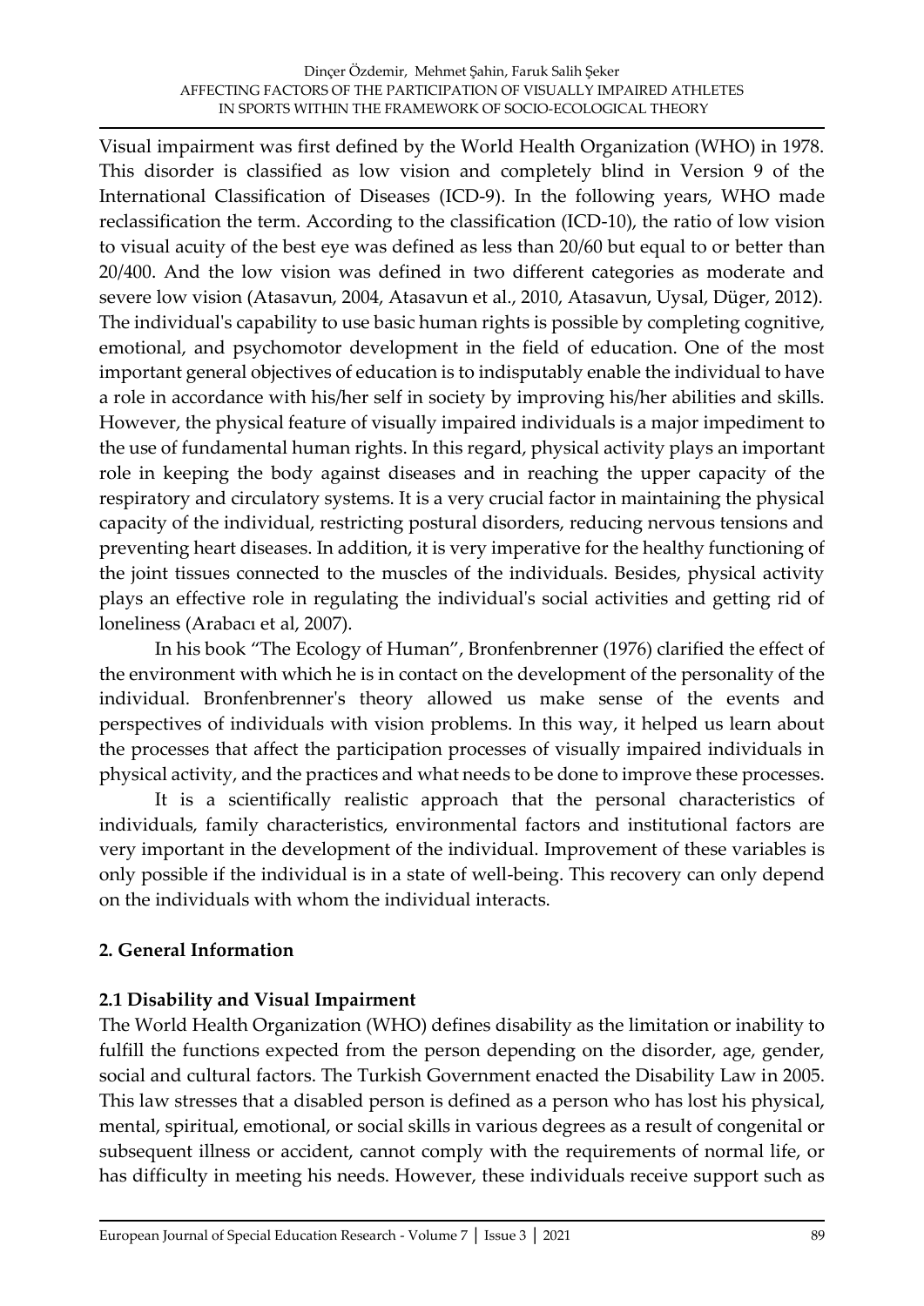Visual impairment was first defined by the World Health Organization (WHO) in 1978. This disorder is classified as low vision and completely blind in Version 9 of the International Classification of Diseases (ICD-9). In the following years, WHO made reclassification the term. According to the classification (ICD-10), the ratio of low vision to visual acuity of the best eye was defined as less than 20/60 but equal to or better than 20/400. And the low vision was defined in two different categories as moderate and severe low vision (Atasavun, 2004, Atasavun et al., 2010, Atasavun, Uysal, Düger, 2012). The individual's capability to use basic human rights is possible by completing cognitive, emotional, and psychomotor development in the field of education. One of the most important general objectives of education is to indisputably enable the individual to have a role in accordance with his/her self in society by improving his/her abilities and skills. However, the physical feature of visually impaired individuals is a major impediment to the use of fundamental human rights. In this regard, physical activity plays an important role in keeping the body against diseases and in reaching the upper capacity of the respiratory and circulatory systems. It is a very crucial factor in maintaining the physical capacity of the individual, restricting postural disorders, reducing nervous tensions and preventing heart diseases. In addition, it is very imperative for the healthy functioning of the joint tissues connected to the muscles of the individuals. Besides, physical activity plays an effective role in regulating the individual's social activities and getting rid of loneliness (Arabacı et al, 2007).

In his book "The Ecology of Human", Bronfenbrenner (1976) clarified the effect of the environment with which he is in contact on the development of the personality of the individual. Bronfenbrenner's theory allowed us make sense of the events and perspectives of individuals with vision problems. In this way, it helped us learn about the processes that affect the participation processes of visually impaired individuals in physical activity, and the practices and what needs to be done to improve these processes.

It is a scientifically realistic approach that the personal characteristics of individuals, family characteristics, environmental factors and institutional factors are very important in the development of the individual. Improvement of these variables is only possible if the individual is in a state of well-being. This recovery can only depend on the individuals with whom the individual interacts.

## 2. General Information

### 2.1 Disability and Visual Impairment

The World Health Organization (WHO) defines disability as the limitation or inability to fulfill the functions expected from the person depending on the disorder, age, gender, social and cultural factors. The Turkish Government enacted the Disability Law in 2005. This law stresses that a disabled person is defined as a person who has lost his physical, mental, spiritual, emotional, or social skills in various degrees as a result of congenital or subsequent illness or accident, cannot comply with the requirements of normal life, or has difficulty in meeting his needs. However, these individuals receive support such as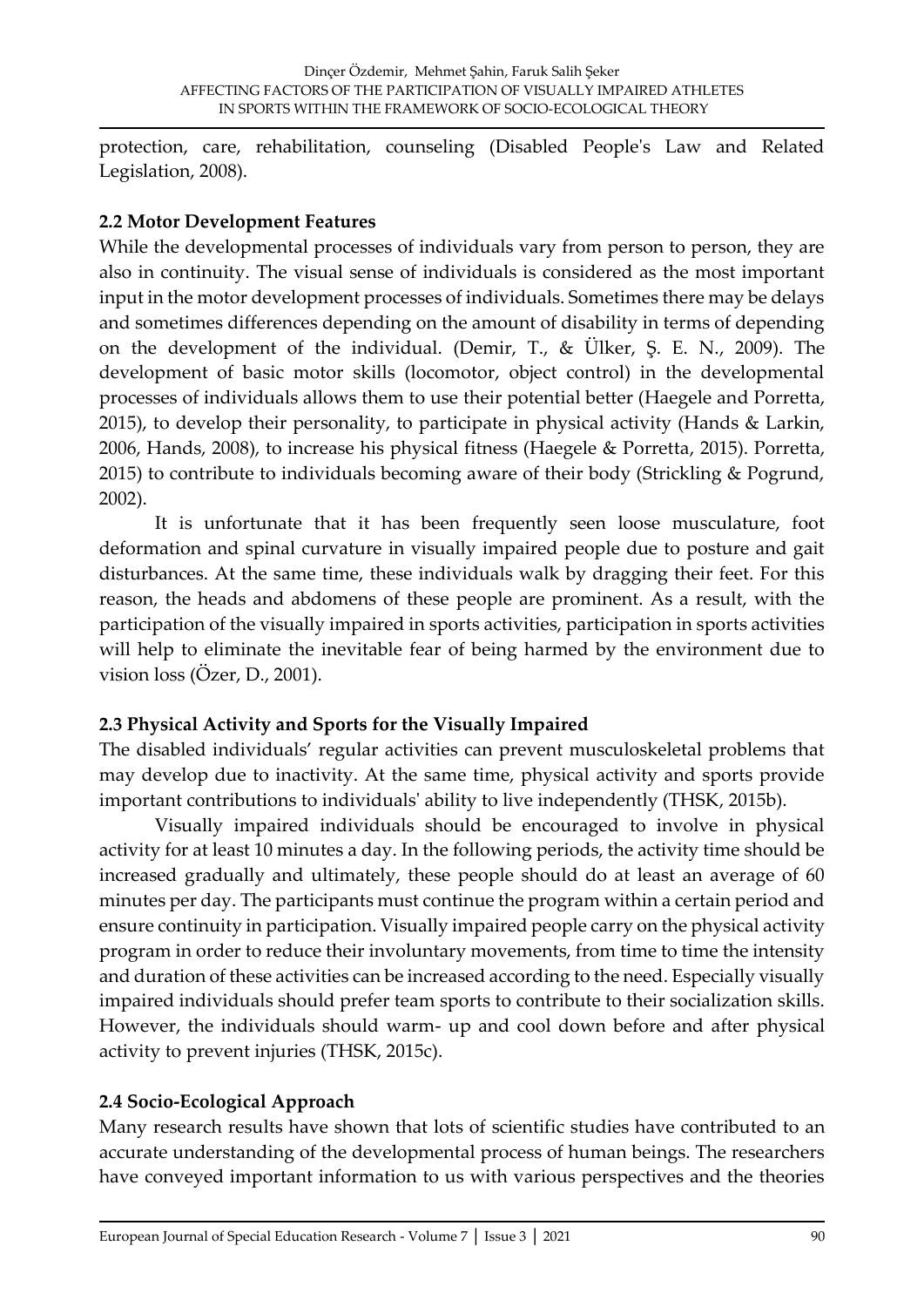protection, care, rehabilitation, counseling (Disabled People's Law and Related Legislation, 2008).

### 2.2 Motor Development Features

While the developmental processes of individuals vary from person to person, they are also in continuity. The visual sense of individuals is considered as the most important input in the motor development processes of individuals. Sometimes there may be delays and sometimes differences depending on the amount of disability in terms of depending on the development of the individual. (Demir, T., & Ülker, Ş. E. N., 2009). The development of basic motor skills (locomotor, object control) in the developmental processes of individuals allows them to use their potential better (Haegele and Porretta, 2015), to develop their personality, to participate in physical activity (Hands & Larkin, 2006, Hands, 2008), to increase his physical fitness (Haegele & Porretta, 2015). Porretta, 2015) to contribute to individuals becoming aware of their body (Strickling & Pogrund, 2002).

It is unfortunate that it has been frequently seen loose musculature, foot deformation and spinal curvature in visually impaired people due to posture and gait disturbances. At the same time, these individuals walk by dragging their feet. For this reason, the heads and abdomens of these people are prominent. As a result, with the participation of the visually impaired in sports activities, participation in sports activities will help to eliminate the inevitable fear of being harmed by the environment due to vision loss (Özer, D., 2001).

### 2.3 Physical Activity and Sports for the Visually Impaired

The disabled individuals' regular activities can prevent musculoskeletal problems that may develop due to inactivity. At the same time, physical activity and sports provide important contributions to individuals' ability to live independently (THSK, 2015b).

Visually impaired individuals should be encouraged to involve in physical activity for at least 10 minutes a day. In the following periods, the activity time should be increased gradually and ultimately, these people should do at least an average of 60 minutes per day. The participants must continue the program within a certain period and ensure continuity in participation. Visually impaired people carry on the physical activity program in order to reduce their involuntary movements, from time to time the intensity and duration of these activities can be increased according to the need. Especially visually impaired individuals should prefer team sports to contribute to their socialization skills. However, the individuals should warm- up and cool down before and after physical activity to prevent injuries (THSK, 2015c).

### 2.4 Socio-Ecological Approach

Many research results have shown that lots of scientific studies have contributed to an accurate understanding of the developmental process of human beings. The researchers have conveyed important information to us with various perspectives and the theories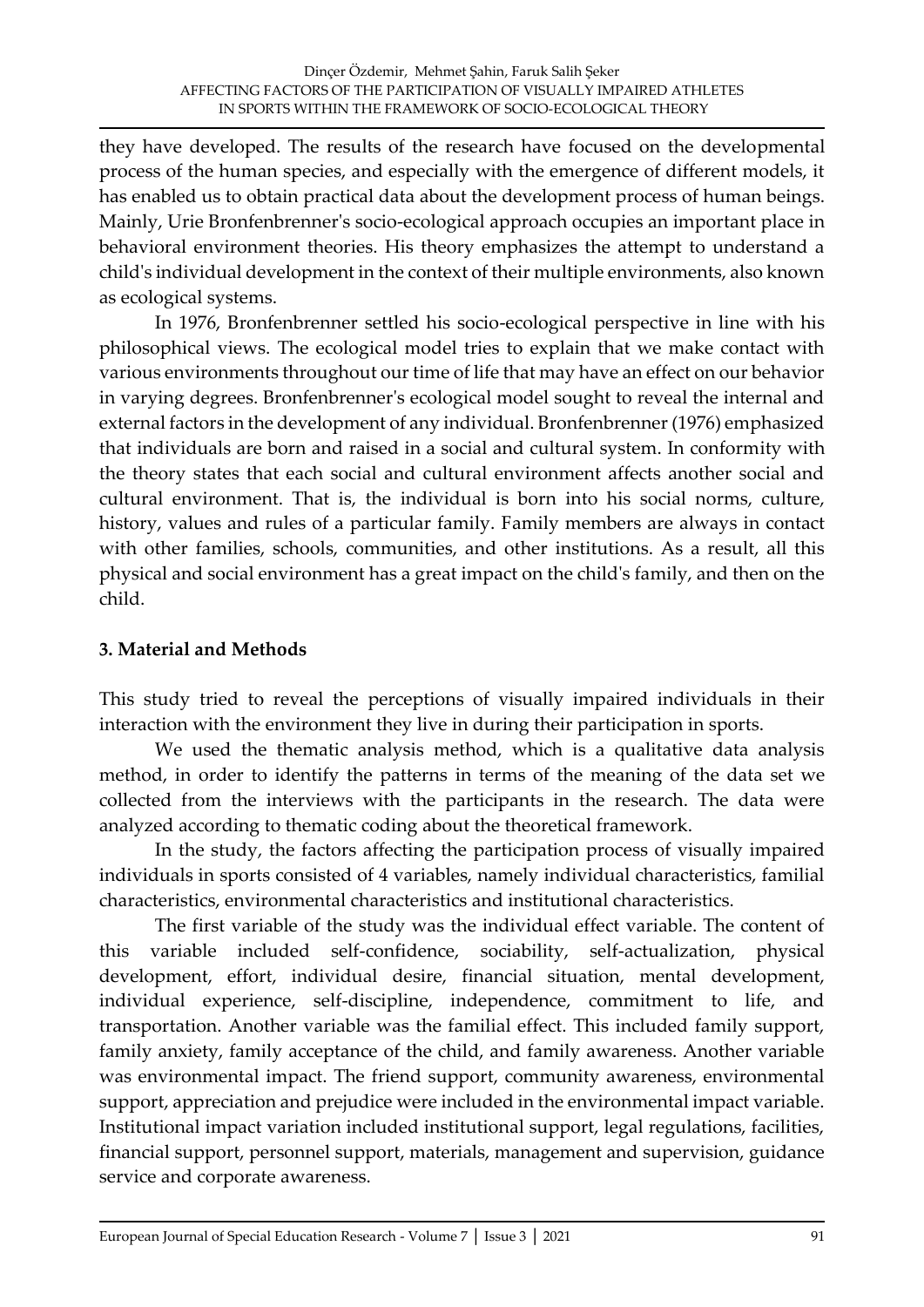they have developed. The results of the research have focused on the developmental process of the human species, and especially with the emergence of different models, it has enabled us to obtain practical data about the development process of human beings. Mainly, Urie Bronfenbrenner's socio-ecological approach occupies an important place in behavioral environment theories. His theory emphasizes the attempt to understand a child's individual development in the context of their multiple environments, also known as ecological systems.

In 1976, Bronfenbrenner settled his socio-ecological perspective in line with his philosophical views. The ecological model tries to explain that we make contact with various environments throughout our time of life that may have an effect on our behavior in varying degrees. Bronfenbrenner's ecological model sought to reveal the internal and external factors in the development of any individual. Bronfenbrenner (1976) emphasized that individuals are born and raised in a social and cultural system. In conformity with the theory states that each social and cultural environment affects another social and cultural environment. That is, the individual is born into his social norms, culture, history, values and rules of a particular family. Family members are always in contact with other families, schools, communities, and other institutions. As a result, all this physical and social environment has a great impact on the child's family, and then on the child.

## 3. Material and Methods

This study tried to reveal the perceptions of visually impaired individuals in their interaction with the environment they live in during their participation in sports.

We used the thematic analysis method, which is a qualitative data analysis method, in order to identify the patterns in terms of the meaning of the data set we collected from the interviews with the participants in the research. The data were analyzed according to thematic coding about the theoretical framework.

In the study, the factors affecting the participation process of visually impaired individuals in sports consisted of 4 variables, namely individual characteristics, familial characteristics, environmental characteristics and institutional characteristics.

The first variable of the study was the individual effect variable. The content of this variable included self-confidence, sociability, self-actualization, physical development, effort, individual desire, financial situation, mental development, individual experience, self-discipline, independence, commitment to life, and transportation. Another variable was the familial effect. This included family support, family anxiety, family acceptance of the child, and family awareness. Another variable was environmental impact. The friend support, community awareness, environmental support, appreciation and prejudice were included in the environmental impact variable. Institutional impact variation included institutional support, legal regulations, facilities, financial support, personnel support, materials, management and supervision, guidance service and corporate awareness.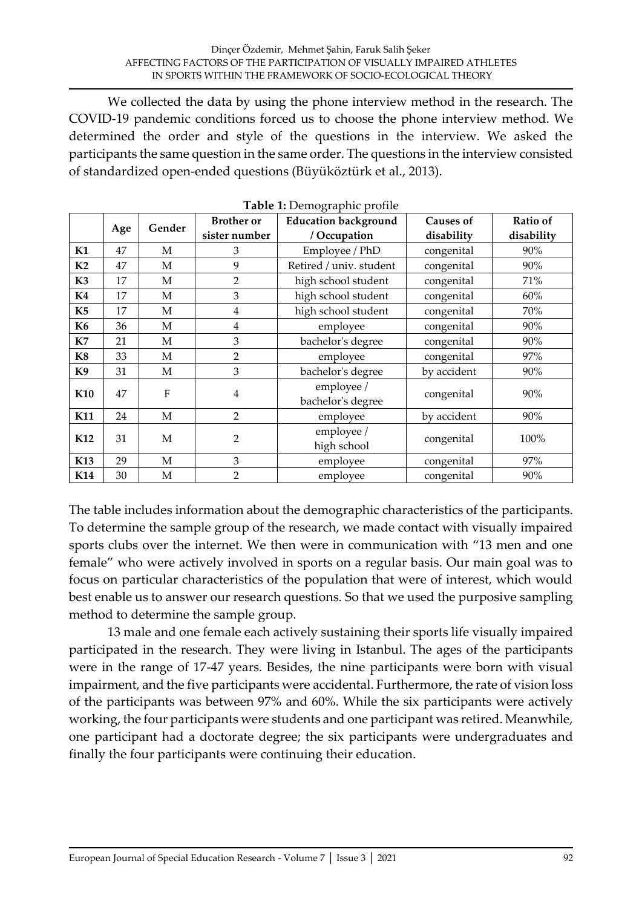We collected the data by using the phone interview method in the research. The COVID-19 pandemic conditions forced us to choose the phone interview method. We determined the order and style of the questions in the interview. We asked the participants the same question in the same order. The questions in the interview consisted of standardized open-ended questions (Büyüköztürk et al., 2013).

**Table 1:** Demographic profile

| | Age | Gender | Brother or sister number | Education background / Occupation | Causes of disability | Ratio of disability |
|---|---|---|---|---|---|---|
| **K1** | 47 | M | 3 | Employee / PhD | congenital | 90% |
| **K2** | 47 | M | 9 | Retired / univ. student | congenital | 90% |
| **K3** | 17 | M | 2 | high school student | congenital | 71% |
| **K4** | 17 | M | 3 | high school student | congenital | 60% |
| **K5** | 17 | M | 4 | high school student | congenital | 70% |
| **K6** | 36 | M | 4 | employee | congenital | 90% |
| **K7** | 21 | M | 3 | bachelor's degree | congenital | 90% |
| **K8** | 33 | M | 2 | employee | congenital | 97% |
| **K9** | 31 | M | 3 | bachelor's degree | by accident | 90% |
| **K10** | 47 | F | 4 | employee / bachelor's degree | congenital | 90% |
| **K11** | 24 | M | 2 | employee | by accident | 90% |
| **K12** | 31 | M | 2 | employee / high school | congenital | 100% |
| **K13** | 29 | M | 3 | employee | congenital | 97% |
| **K14** | 30 | M | 2 | employee | congenital | 90% |

The table includes information about the demographic characteristics of the participants. To determine the sample group of the research, we made contact with visually impaired sports clubs over the internet. We then were in communication with "13 men and one female" who were actively involved in sports on a regular basis. Our main goal was to focus on particular characteristics of the population that were of interest, which would best enable us to answer our research questions. So that we used the purposive sampling method to determine the sample group.

13 male and one female each actively sustaining their sports life visually impaired participated in the research. They were living in Istanbul. The ages of the participants were in the range of 17-47 years. Besides, the nine participants were born with visual impairment, and the five participants were accidental. Furthermore, the rate of vision loss of the participants was between 97% and 60%. While the six participants were actively working, the four participants were students and one participant was retired. Meanwhile, one participant had a doctorate degree; the six participants were undergraduates and finally the four participants were continuing their education.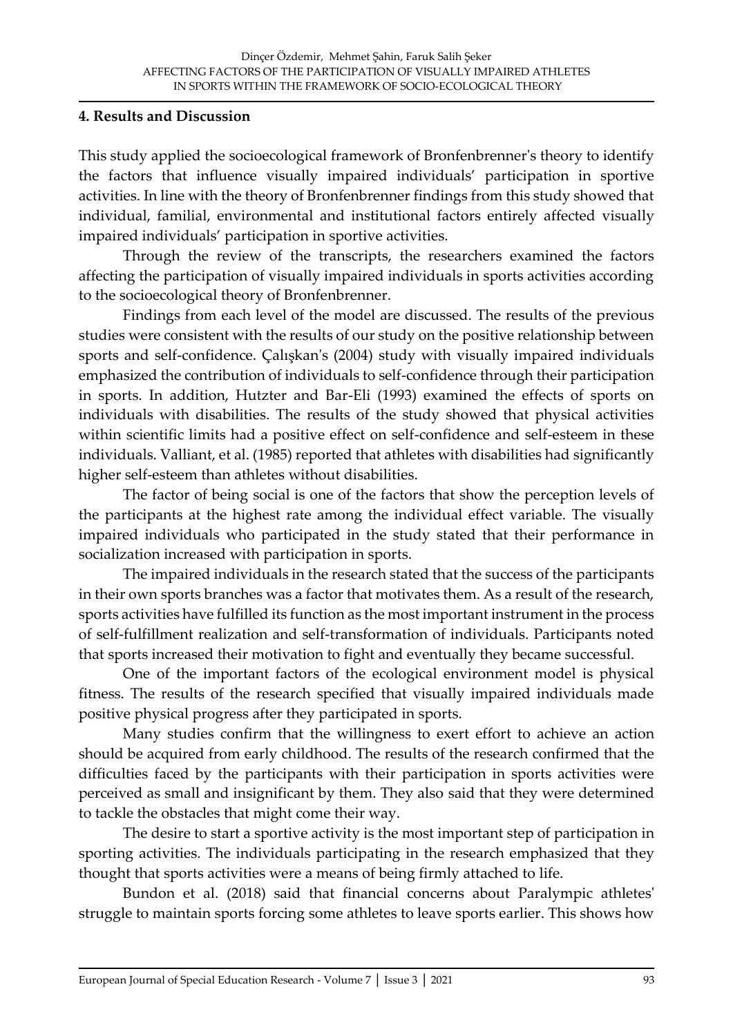## 4. Results and Discussion

This study applied the socioecological framework of Bronfenbrenner's theory to identify the factors that influence visually impaired individuals' participation in sportive activities. In line with the theory of Bronfenbrenner findings from this study showed that individual, familial, environmental and institutional factors entirely affected visually impaired individuals' participation in sportive activities.

Through the review of the transcripts, the researchers examined the factors affecting the participation of visually impaired individuals in sports activities according to the socioecological theory of Bronfenbrenner.

Findings from each level of the model are discussed. The results of the previous studies were consistent with the results of our study on the positive relationship between sports and self-confidence. Çalışkan's (2004) study with visually impaired individuals emphasized the contribution of individuals to self-confidence through their participation in sports. In addition, Hutzter and Bar-Eli (1993) examined the effects of sports on individuals with disabilities. The results of the study showed that physical activities within scientific limits had a positive effect on self-confidence and self-esteem in these individuals. Valliant, et al. (1985) reported that athletes with disabilities had significantly higher self-esteem than athletes without disabilities.

The factor of being social is one of the factors that show the perception levels of the participants at the highest rate among the individual effect variable. The visually impaired individuals who participated in the study stated that their performance in socialization increased with participation in sports.

The impaired individuals in the research stated that the success of the participants in their own sports branches was a factor that motivates them. As a result of the research, sports activities have fulfilled its function as the most important instrument in the process of self-fulfillment realization and self-transformation of individuals. Participants noted that sports increased their motivation to fight and eventually they became successful.

One of the important factors of the ecological environment model is physical fitness. The results of the research specified that visually impaired individuals made positive physical progress after they participated in sports.

Many studies confirm that the willingness to exert effort to achieve an action should be acquired from early childhood. The results of the research confirmed that the difficulties faced by the participants with their participation in sports activities were perceived as small and insignificant by them. They also said that they were determined to tackle the obstacles that might come their way.

The desire to start a sportive activity is the most important step of participation in sporting activities. The individuals participating in the research emphasized that they thought that sports activities were a means of being firmly attached to life.

Bundon et al. (2018) said that financial concerns about Paralympic athletes' struggle to maintain sports forcing some athletes to leave sports earlier. This shows how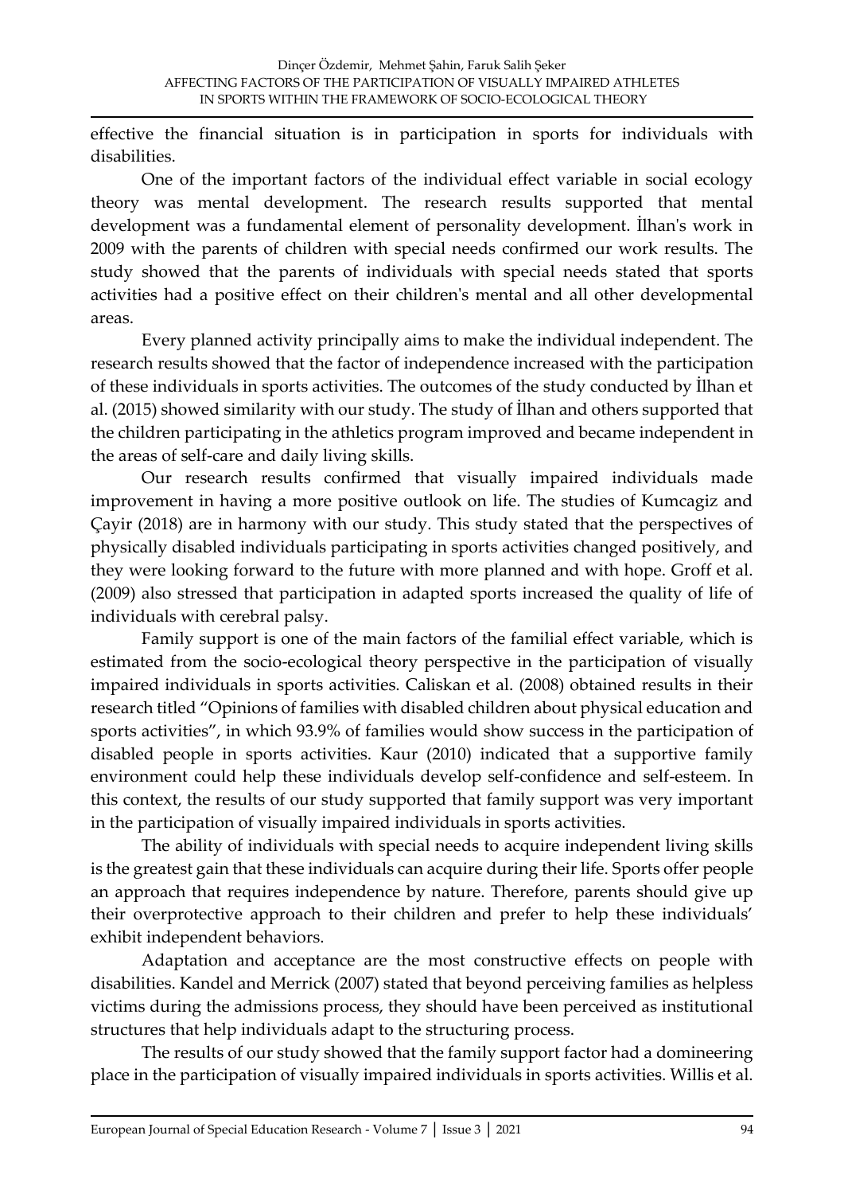effective the financial situation is in participation in sports for individuals with disabilities.

One of the important factors of the individual effect variable in social ecology theory was mental development. The research results supported that mental development was a fundamental element of personality development. İlhan's work in 2009 with the parents of children with special needs confirmed our work results. The study showed that the parents of individuals with special needs stated that sports activities had a positive effect on their children's mental and all other developmental areas.

Every planned activity principally aims to make the individual independent. The research results showed that the factor of independence increased with the participation of these individuals in sports activities. The outcomes of the study conducted by İlhan et al. (2015) showed similarity with our study. The study of İlhan and others supported that the children participating in the athletics program improved and became independent in the areas of self-care and daily living skills.

Our research results confirmed that visually impaired individuals made improvement in having a more positive outlook on life. The studies of Kumcagiz and Çayir (2018) are in harmony with our study. This study stated that the perspectives of physically disabled individuals participating in sports activities changed positively, and they were looking forward to the future with more planned and with hope. Groff et al. (2009) also stressed that participation in adapted sports increased the quality of life of individuals with cerebral palsy.

Family support is one of the main factors of the familial effect variable, which is estimated from the socio-ecological theory perspective in the participation of visually impaired individuals in sports activities. Caliskan et al. (2008) obtained results in their research titled "Opinions of families with disabled children about physical education and sports activities", in which 93.9% of families would show success in the participation of disabled people in sports activities. Kaur (2010) indicated that a supportive family environment could help these individuals develop self-confidence and self-esteem. In this context, the results of our study supported that family support was very important in the participation of visually impaired individuals in sports activities.

The ability of individuals with special needs to acquire independent living skills is the greatest gain that these individuals can acquire during their life. Sports offer people an approach that requires independence by nature. Therefore, parents should give up their overprotective approach to their children and prefer to help these individuals' exhibit independent behaviors.

Adaptation and acceptance are the most constructive effects on people with disabilities. Kandel and Merrick (2007) stated that beyond perceiving families as helpless victims during the admissions process, they should have been perceived as institutional structures that help individuals adapt to the structuring process.

The results of our study showed that the family support factor had a domineering place in the participation of visually impaired individuals in sports activities. Willis et al.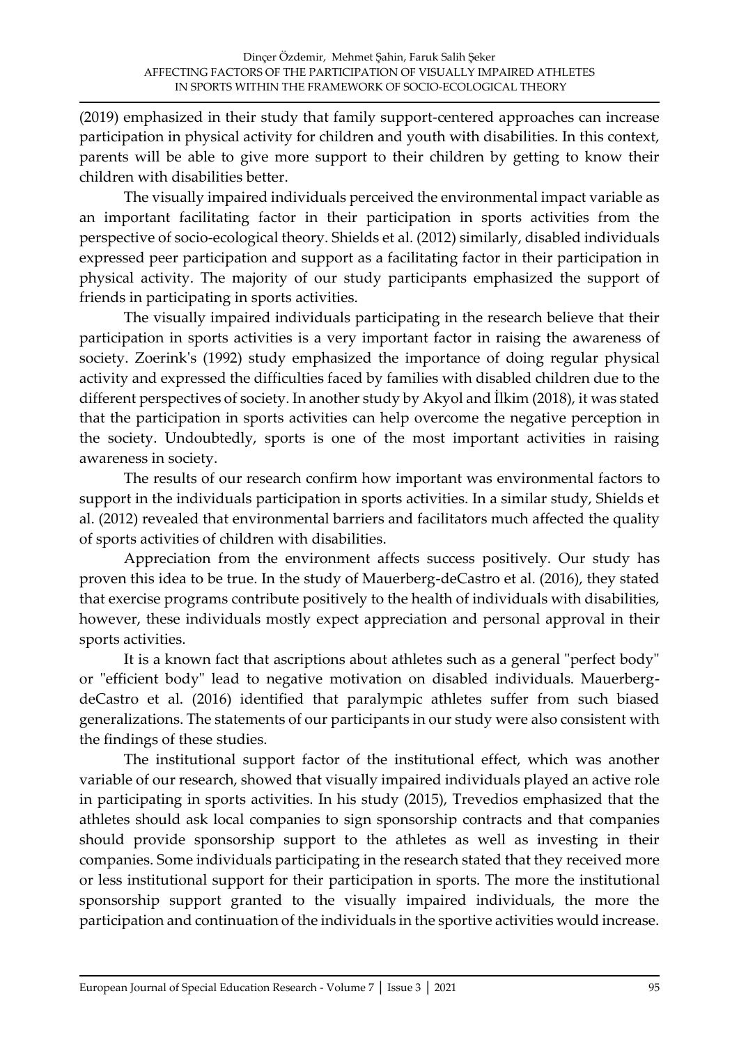(2019) emphasized in their study that family support-centered approaches can increase participation in physical activity for children and youth with disabilities. In this context, parents will be able to give more support to their children by getting to know their children with disabilities better.

The visually impaired individuals perceived the environmental impact variable as an important facilitating factor in their participation in sports activities from the perspective of socio-ecological theory. Shields et al. (2012) similarly, disabled individuals expressed peer participation and support as a facilitating factor in their participation in physical activity. The majority of our study participants emphasized the support of friends in participating in sports activities.

The visually impaired individuals participating in the research believe that their participation in sports activities is a very important factor in raising the awareness of society. Zoerink's (1992) study emphasized the importance of doing regular physical activity and expressed the difficulties faced by families with disabled children due to the different perspectives of society. In another study by Akyol and İlkim (2018), it was stated that the participation in sports activities can help overcome the negative perception in the society. Undoubtedly, sports is one of the most important activities in raising awareness in society.

The results of our research confirm how important was environmental factors to support in the individuals participation in sports activities. In a similar study, Shields et al. (2012) revealed that environmental barriers and facilitators much affected the quality of sports activities of children with disabilities.

Appreciation from the environment affects success positively. Our study has proven this idea to be true. In the study of Mauerberg-deCastro et al. (2016), they stated that exercise programs contribute positively to the health of individuals with disabilities, however, these individuals mostly expect appreciation and personal approval in their sports activities.

It is a known fact that ascriptions about athletes such as a general "perfect body" or "efficient body" lead to negative motivation on disabled individuals. Mauerberg-deCastro et al. (2016) identified that paralympic athletes suffer from such biased generalizations. The statements of our participants in our study were also consistent with the findings of these studies.

The institutional support factor of the institutional effect, which was another variable of our research, showed that visually impaired individuals played an active role in participating in sports activities. In his study (2015), Trevedios emphasized that the athletes should ask local companies to sign sponsorship contracts and that companies should provide sponsorship support to the athletes as well as investing in their companies. Some individuals participating in the research stated that they received more or less institutional support for their participation in sports. The more the institutional sponsorship support granted to the visually impaired individuals, the more the participation and continuation of the individuals in the sportive activities would increase.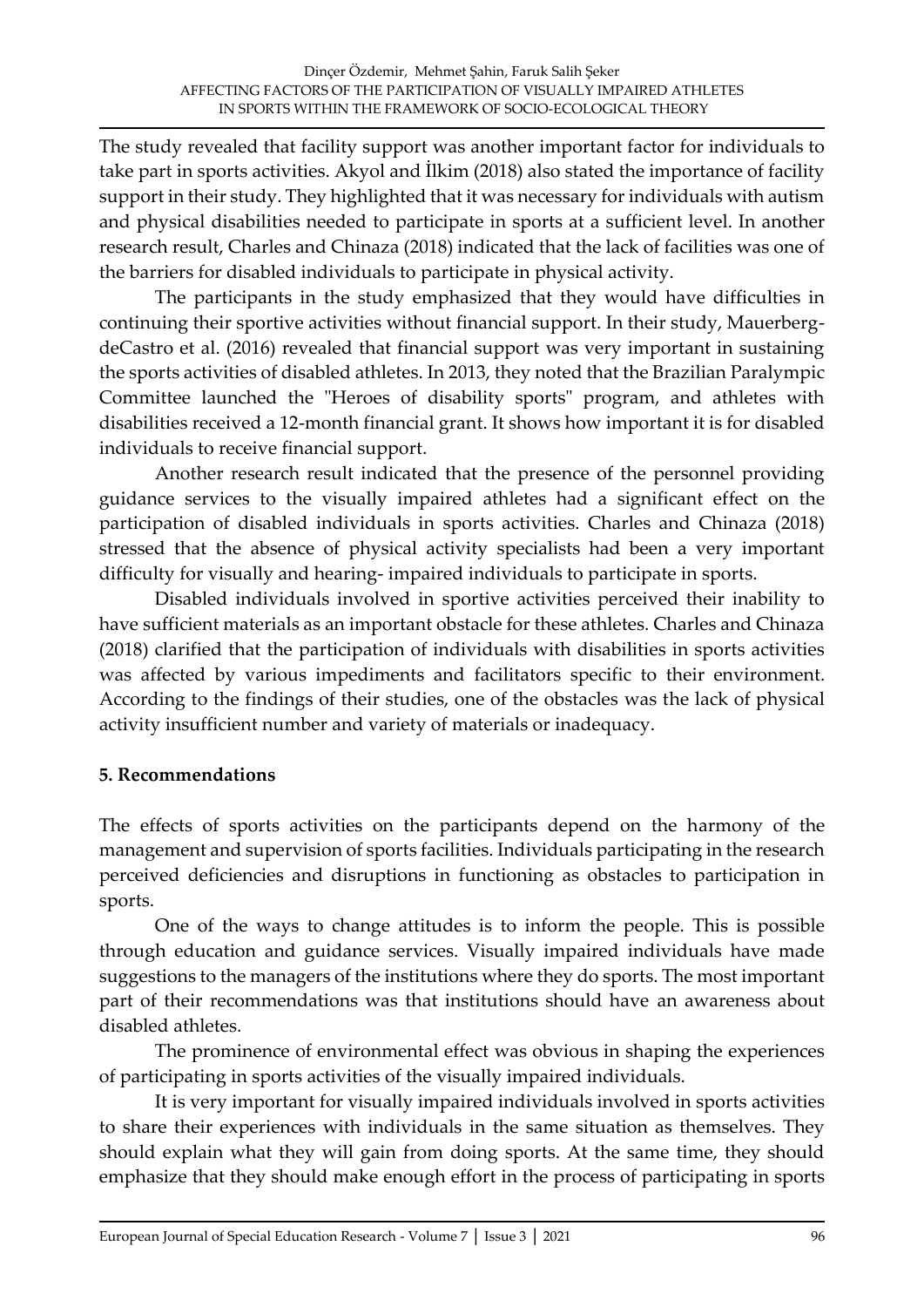The study revealed that facility support was another important factor for individuals to take part in sports activities. Akyol and İlkim (2018) also stated the importance of facility support in their study. They highlighted that it was necessary for individuals with autism and physical disabilities needed to participate in sports at a sufficient level. In another research result, Charles and Chinaza (2018) indicated that the lack of facilities was one of the barriers for disabled individuals to participate in physical activity.

The participants in the study emphasized that they would have difficulties in continuing their sportive activities without financial support. In their study, Mauerberg-deCastro et al. (2016) revealed that financial support was very important in sustaining the sports activities of disabled athletes. In 2013, they noted that the Brazilian Paralympic Committee launched the "Heroes of disability sports" program, and athletes with disabilities received a 12-month financial grant. It shows how important it is for disabled individuals to receive financial support.

Another research result indicated that the presence of the personnel providing guidance services to the visually impaired athletes had a significant effect on the participation of disabled individuals in sports activities. Charles and Chinaza (2018) stressed that the absence of physical activity specialists had been a very important difficulty for visually and hearing- impaired individuals to participate in sports.

Disabled individuals involved in sportive activities perceived their inability to have sufficient materials as an important obstacle for these athletes. Charles and Chinaza (2018) clarified that the participation of individuals with disabilities in sports activities was affected by various impediments and facilitators specific to their environment. According to the findings of their studies, one of the obstacles was the lack of physical activity insufficient number and variety of materials or inadequacy.

## 5. Recommendations

The effects of sports activities on the participants depend on the harmony of the management and supervision of sports facilities. Individuals participating in the research perceived deficiencies and disruptions in functioning as obstacles to participation in sports.

One of the ways to change attitudes is to inform the people. This is possible through education and guidance services. Visually impaired individuals have made suggestions to the managers of the institutions where they do sports. The most important part of their recommendations was that institutions should have an awareness about disabled athletes.

The prominence of environmental effect was obvious in shaping the experiences of participating in sports activities of the visually impaired individuals.

It is very important for visually impaired individuals involved in sports activities to share their experiences with individuals in the same situation as themselves. They should explain what they will gain from doing sports. At the same time, they should emphasize that they should make enough effort in the process of participating in sports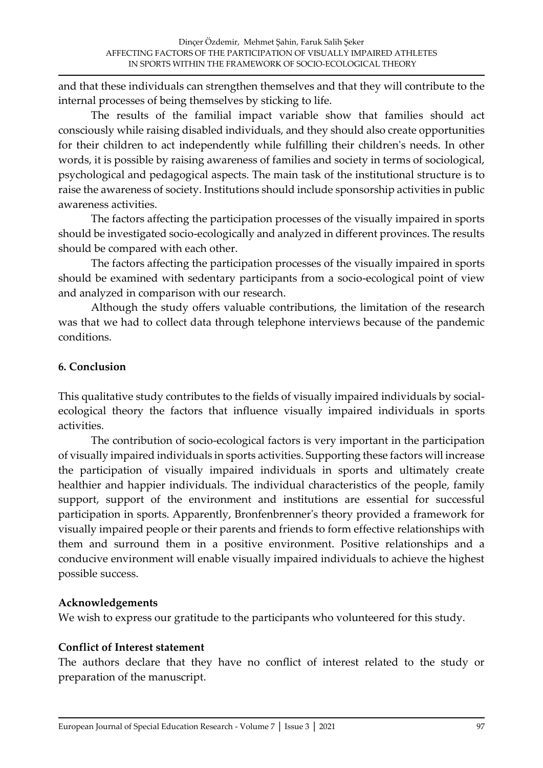and that these individuals can strengthen themselves and that they will contribute to the internal processes of being themselves by sticking to life.

The results of the familial impact variable show that families should act consciously while raising disabled individuals, and they should also create opportunities for their children to act independently while fulfilling their children's needs. In other words, it is possible by raising awareness of families and society in terms of sociological, psychological and pedagogical aspects. The main task of the institutional structure is to raise the awareness of society. Institutions should include sponsorship activities in public awareness activities.

The factors affecting the participation processes of the visually impaired in sports should be investigated socio-ecologically and analyzed in different provinces. The results should be compared with each other.

The factors affecting the participation processes of the visually impaired in sports should be examined with sedentary participants from a socio-ecological point of view and analyzed in comparison with our research.

Although the study offers valuable contributions, the limitation of the research was that we had to collect data through telephone interviews because of the pandemic conditions.

## 6. Conclusion

This qualitative study contributes to the fields of visually impaired individuals by social-ecological theory the factors that influence visually impaired individuals in sports activities.

The contribution of socio-ecological factors is very important in the participation of visually impaired individuals in sports activities. Supporting these factors will increase the participation of visually impaired individuals in sports and ultimately create healthier and happier individuals. The individual characteristics of the people, family support, support of the environment and institutions are essential for successful participation in sports. Apparently, Bronfenbrenner's theory provided a framework for visually impaired people or their parents and friends to form effective relationships with them and surround them in a positive environment. Positive relationships and a conducive environment will enable visually impaired individuals to achieve the highest possible success.

### Acknowledgements

We wish to express our gratitude to the participants who volunteered for this study.

### Conflict of Interest statement

The authors declare that they have no conflict of interest related to the study or preparation of the manuscript.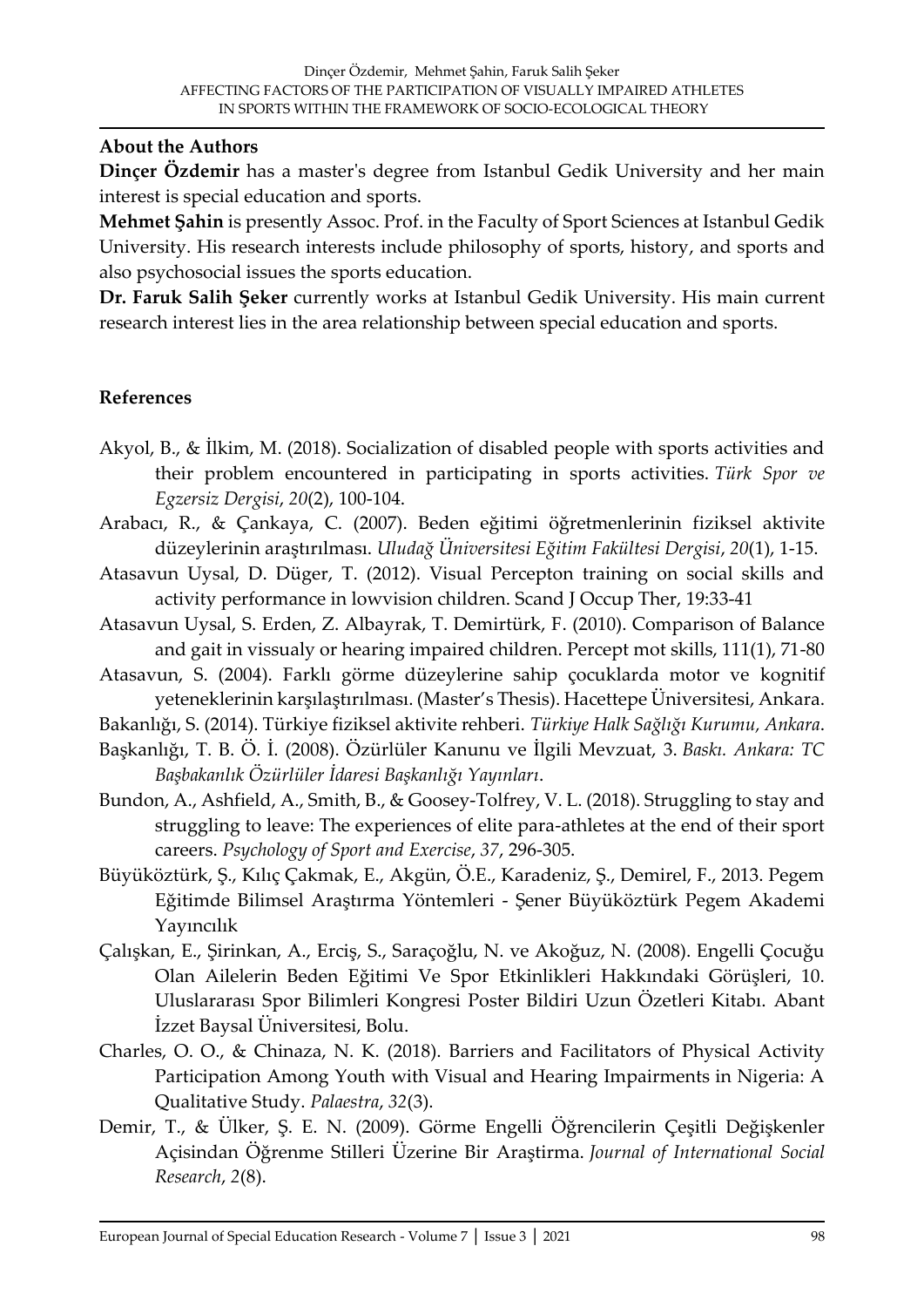### About the Authors

**Dinçer Özdemir** has a master's degree from Istanbul Gedik University and her main interest is special education and sports.

**Mehmet Şahin** is presently Assoc. Prof. in the Faculty of Sport Sciences at Istanbul Gedik University. His research interests include philosophy of sports, history, and sports and also psychosocial issues the sports education.

**Dr. Faruk Salih Şeker** currently works at Istanbul Gedik University. His main current research interest lies in the area relationship between special education and sports.

### References

Akyol, B., & İlkim, M. (2018). Socialization of disabled people with sports activities and their problem encountered in participating in sports activities. *Türk Spor ve Egzersiz Dergisi*, *20*(2), 100-104.

Arabacı, R., & Çankaya, C. (2007). Beden eğitimi öğretmenlerinin fiziksel aktivite düzeylerinin araştırılması. *Uludağ Üniversitesi Eğitim Fakültesi Dergisi*, *20*(1), 1-15.

Atasavun Uysal, D. Düger, T. (2012). Visual Percepton training on social skills and activity performance in lowvision children. Scand J Occup Ther, 19:33-41

Atasavun Uysal, S. Erden, Z. Albayrak, T. Demirtürk, F. (2010). Comparison of Balance and gait in vissualy or hearing impaired children. Percept mot skills, 111(1), 71-80

Atasavun, S. (2004). Farklı görme düzeylerine sahip çocuklarda motor ve kognitif yeteneklerinin karşılaştırılması. (Master's Thesis). Hacettepe Üniversitesi, Ankara.

Bakanlığı, S. (2014). Türkiye fiziksel aktivite rehberi. *Türkiye Halk Sağlığı Kurumu, Ankara*.

Başkanlığı, T. B. Ö. İ. (2008). Özürlüler Kanunu ve İlgili Mevzuat, 3. *Baskı. Ankara: TC Başbakanlık Özürlüler İdaresi Başkanlığı Yayınları*.

Bundon, A., Ashfield, A., Smith, B., & Goosey-Tolfrey, V. L. (2018). Struggling to stay and struggling to leave: The experiences of elite para-athletes at the end of their sport careers. *Psychology of Sport and Exercise*, *37*, 296-305.

Büyüköztürk, Ş., Kılıç Çakmak, E., Akgün, Ö.E., Karadeniz, Ş., Demirel, F., 2013. Pegem Eğitimde Bilimsel Araştırma Yöntemleri - Şener Büyüköztürk Pegem Akademi Yayıncılık

Çalışkan, E., Şirinkan, A., Erciş, S., Saraçoğlu, N. ve Akoğuz, N. (2008). Engelli Çocuğu Olan Ailelerin Beden Eğitimi Ve Spor Etkinlikleri Hakkındaki Görüşleri, 10. Uluslararası Spor Bilimleri Kongresi Poster Bildiri Uzun Özetleri Kitabı. Abant İzzet Baysal Üniversitesi, Bolu.

Charles, O. O., & Chinaza, N. K. (2018). Barriers and Facilitators of Physical Activity Participation Among Youth with Visual and Hearing Impairments in Nigeria: A Qualitative Study. *Palaestra*, *32*(3).

Demir, T., & Ülker, Ş. E. N. (2009). Görme Engelli Öğrencilerin Çeşitli Değişkenler Açisindan Öğrenme Stilleri Üzerine Bir Araştirma. *Journal of International Social Research*, *2*(8).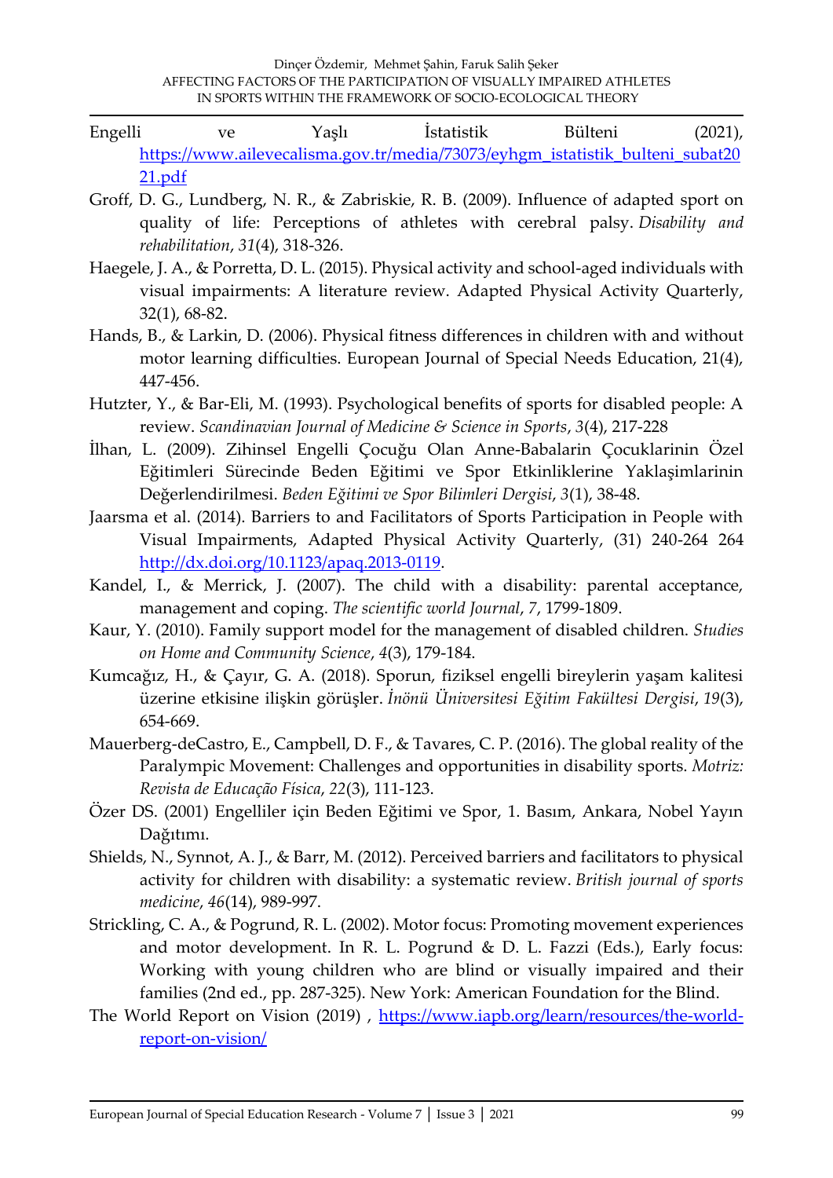Engelli ve Yaşlı İstatistik Bülteni (2021), https://www.ailevecalisma.gov.tr/media/73073/eyhgm_istatistik_bulteni_subat2021.pdf

Groff, D. G., Lundberg, N. R., & Zabriskie, R. B. (2009). Influence of adapted sport on quality of life: Perceptions of athletes with cerebral palsy. *Disability and rehabilitation*, *31*(4), 318-326.

Haegele, J. A., & Porretta, D. L. (2015). Physical activity and school-aged individuals with visual impairments: A literature review. Adapted Physical Activity Quarterly, 32(1), 68-82.

Hands, B., & Larkin, D. (2006). Physical fitness differences in children with and without motor learning difficulties. European Journal of Special Needs Education, 21(4), 447-456.

Hutzter, Y., & Bar-Eli, M. (1993). Psychological benefits of sports for disabled people: A review. *Scandinavian Journal of Medicine & Science in Sports*, *3*(4), 217-228

İlhan, L. (2009). Zihinsel Engelli Çocuğu Olan Anne-Babalarin Çocuklarinin Özel Eğitimleri Sürecinde Beden Eğitimi ve Spor Etkinliklerine Yaklaşimlarinin Değerlendirilmesi. *Beden Eğitimi ve Spor Bilimleri Dergisi*, *3*(1), 38-48.

Jaarsma et al. (2014). Barriers to and Facilitators of Sports Participation in People with Visual Impairments, Adapted Physical Activity Quarterly, (31) 240-264 264 http://dx.doi.org/10.1123/apaq.2013-0119.

Kandel, I., & Merrick, J. (2007). The child with a disability: parental acceptance, management and coping. *The scientific world Journal*, *7*, 1799-1809.

Kaur, Y. (2010). Family support model for the management of disabled children. *Studies on Home and Community Science*, *4*(3), 179-184.

Kumcağız, H., & Çayır, G. A. (2018). Sporun, fiziksel engelli bireylerin yaşam kalitesi üzerine etkisine ilişkin görüşler. *İnönü Üniversitesi Eğitim Fakültesi Dergisi*, *19*(3), 654-669.

Mauerberg-deCastro, E., Campbell, D. F., & Tavares, C. P. (2016). The global reality of the Paralympic Movement: Challenges and opportunities in disability sports. *Motriz: Revista de Educação Física*, *22*(3), 111-123.

Özer DS. (2001) Engelliler için Beden Eğitimi ve Spor, 1. Basım, Ankara, Nobel Yayın Dağıtımı.

Shields, N., Synnot, A. J., & Barr, M. (2012). Perceived barriers and facilitators to physical activity for children with disability: a systematic review. *British journal of sports medicine*, *46*(14), 989-997.

Strickling, C. A., & Pogrund, R. L. (2002). Motor focus: Promoting movement experiences and motor development. In R. L. Pogrund & D. L. Fazzi (Eds.), Early focus: Working with young children who are blind or visually impaired and their families (2nd ed., pp. 287-325). New York: American Foundation for the Blind.

The World Report on Vision (2019) , https://www.iapb.org/learn/resources/the-world-report-on-vision/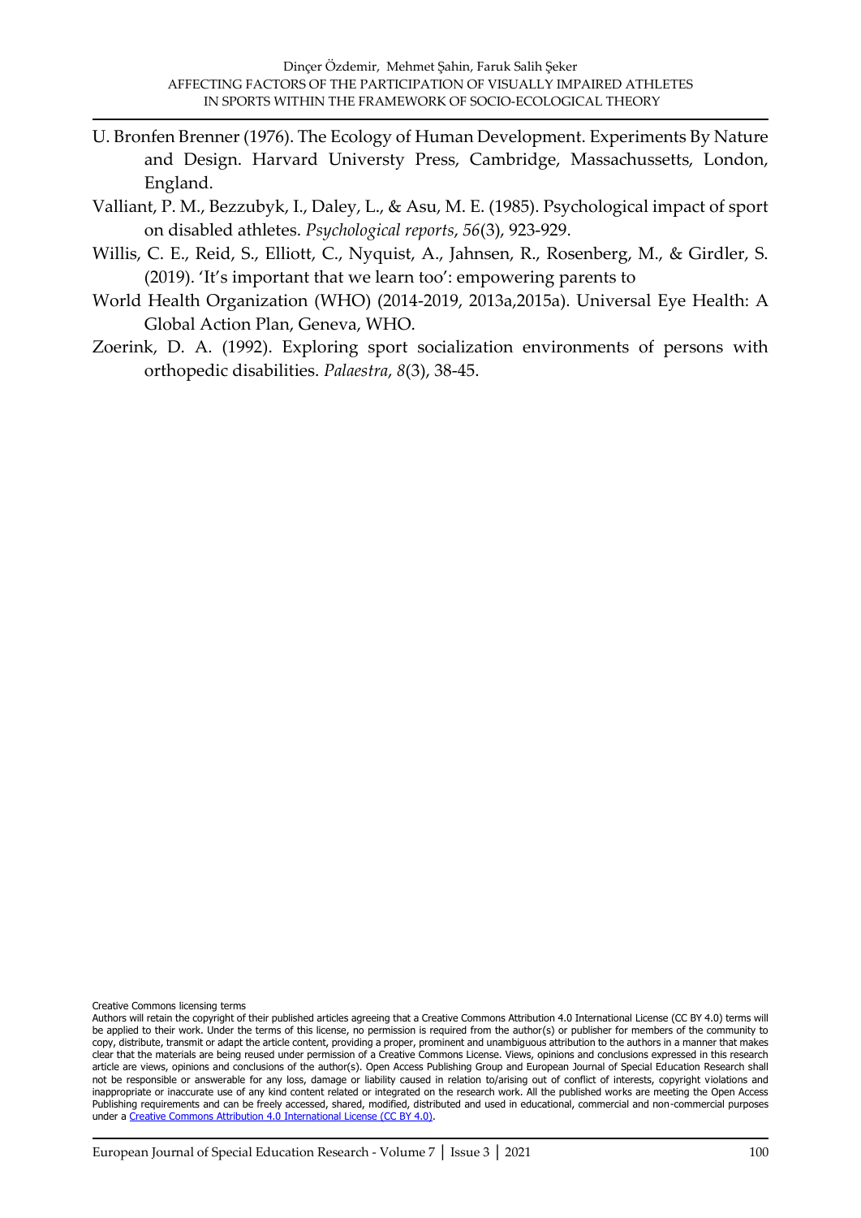U. Bronfen Brenner (1976). The Ecology of Human Development. Experiments By Nature and Design. Harvard Universty Press, Cambridge, Massachussetts, London, England.

Valliant, P. M., Bezzubyk, I., Daley, L., & Asu, M. E. (1985). Psychological impact of sport on disabled athletes. *Psychological reports*, *56*(3), 923-929.

Willis, C. E., Reid, S., Elliott, C., Nyquist, A., Jahnsen, R., Rosenberg, M., & Girdler, S. (2019). 'It's important that we learn too': empowering parents to

World Health Organization (WHO) (2014-2019, 2013a,2015a). Universal Eye Health: A Global Action Plan, Geneva, WHO.

Zoerink, D. A. (1992). Exploring sport socialization environments of persons with orthopedic disabilities. *Palaestra*, *8*(3), 38-45.

Creative Commons licensing terms

Authors will retain the copyright of their published articles agreeing that a Creative Commons Attribution 4.0 International License (CC BY 4.0) terms will be applied to their work. Under the terms of this license, no permission is required from the author(s) or publisher for members of the community to copy, distribute, transmit or adapt the article content, providing a proper, prominent and unambiguous attribution to the authors in a manner that makes clear that the materials are being reused under permission of a Creative Commons License. Views, opinions and conclusions expressed in this research article are views, opinions and conclusions of the author(s). Open Access Publishing Group and European Journal of Special Education Research shall not be responsible or answerable for any loss, damage or liability caused in relation to/arising out of conflict of interests, copyright violations and inappropriate or inaccurate use of any kind content related or integrated on the research work. All the published works are meeting the Open Access Publishing requirements and can be freely accessed, shared, modified, distributed and used in educational, commercial and non-commercial purposes under a Creative Commons Attribution 4.0 International License (CC BY 4.0).